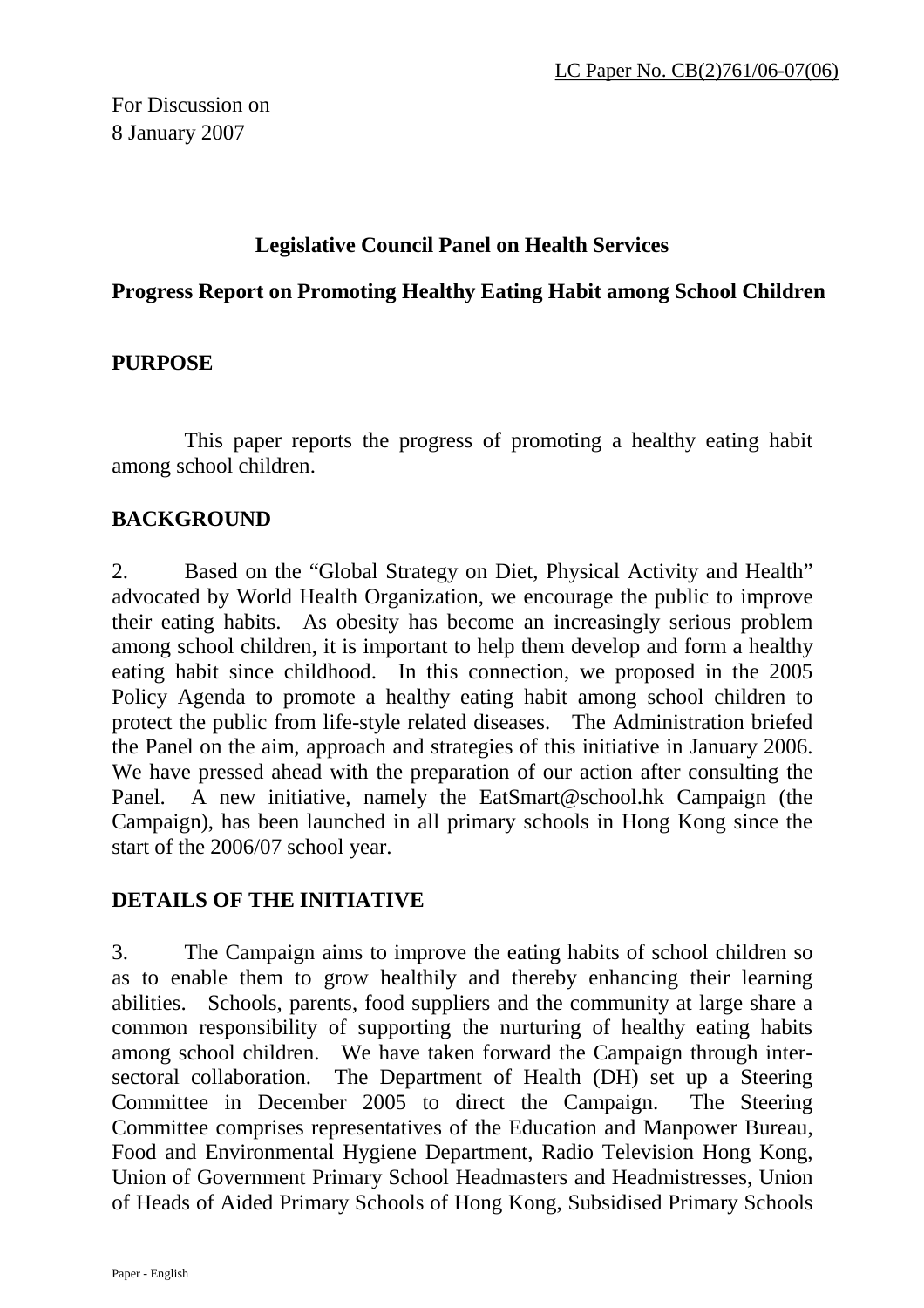LC Paper No. CB(2)761/06-07(06)

For Discussion on
8 January 2007

**Legislative Council Panel on Health Services**

**Progress Report on Promoting Healthy Eating Habit among School Children**

## PURPOSE

This paper reports the progress of promoting a healthy eating habit among school children.

## BACKGROUND

2. Based on the "Global Strategy on Diet, Physical Activity and Health" advocated by World Health Organization, we encourage the public to improve their eating habits. As obesity has become an increasingly serious problem among school children, it is important to help them develop and form a healthy eating habit since childhood. In this connection, we proposed in the 2005 Policy Agenda to promote a healthy eating habit among school children to protect the public from life-style related diseases. The Administration briefed the Panel on the aim, approach and strategies of this initiative in January 2006. We have pressed ahead with the preparation of our action after consulting the Panel. A new initiative, namely the EatSmart@school.hk Campaign (the Campaign), has been launched in all primary schools in Hong Kong since the start of the 2006/07 school year.

## DETAILS OF THE INITIATIVE

3. The Campaign aims to improve the eating habits of school children so as to enable them to grow healthily and thereby enhancing their learning abilities. Schools, parents, food suppliers and the community at large share a common responsibility of supporting the nurturing of healthy eating habits among school children. We have taken forward the Campaign through inter-sectoral collaboration. The Department of Health (DH) set up a Steering Committee in December 2005 to direct the Campaign. The Steering Committee comprises representatives of the Education and Manpower Bureau, Food and Environmental Hygiene Department, Radio Television Hong Kong, Union of Government Primary School Headmasters and Headmistresses, Union of Heads of Aided Primary Schools of Hong Kong, Subsidised Primary Schools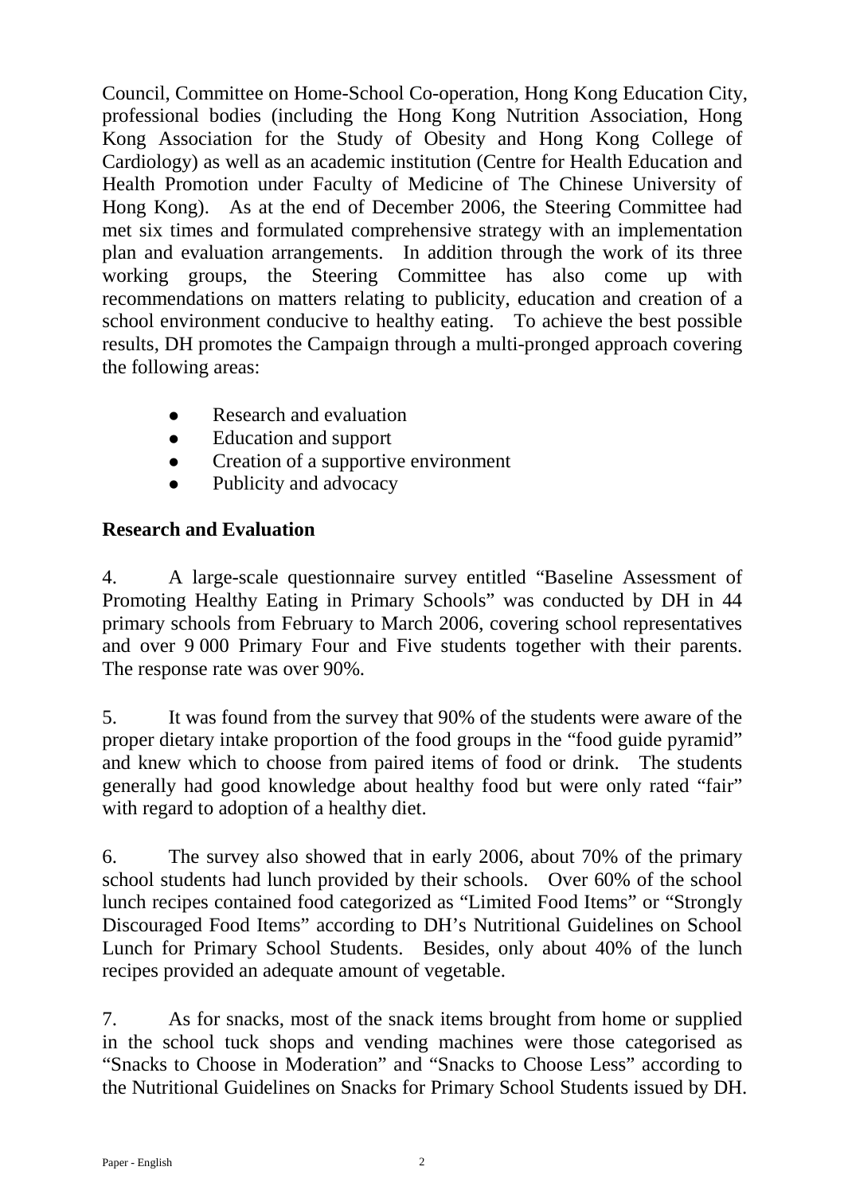Council, Committee on Home-School Co-operation, Hong Kong Education City, professional bodies (including the Hong Kong Nutrition Association, Hong Kong Association for the Study of Obesity and Hong Kong College of Cardiology) as well as an academic institution (Centre for Health Education and Health Promotion under Faculty of Medicine of The Chinese University of Hong Kong). As at the end of December 2006, the Steering Committee had met six times and formulated comprehensive strategy with an implementation plan and evaluation arrangements. In addition through the work of its three working groups, the Steering Committee has also come up with recommendations on matters relating to publicity, education and creation of a school environment conducive to healthy eating. To achieve the best possible results, DH promotes the Campaign through a multi-pronged approach covering the following areas:

- Research and evaluation
- Education and support
- Creation of a supportive environment
- Publicity and advocacy

**Research and Evaluation**

4. A large-scale questionnaire survey entitled "Baseline Assessment of Promoting Healthy Eating in Primary Schools" was conducted by DH in 44 primary schools from February to March 2006, covering school representatives and over 9 000 Primary Four and Five students together with their parents. The response rate was over 90%.

5. It was found from the survey that 90% of the students were aware of the proper dietary intake proportion of the food groups in the "food guide pyramid" and knew which to choose from paired items of food or drink. The students generally had good knowledge about healthy food but were only rated "fair" with regard to adoption of a healthy diet.

6. The survey also showed that in early 2006, about 70% of the primary school students had lunch provided by their schools. Over 60% of the school lunch recipes contained food categorized as "Limited Food Items" or "Strongly Discouraged Food Items" according to DH's Nutritional Guidelines on School Lunch for Primary School Students. Besides, only about 40% of the lunch recipes provided an adequate amount of vegetable.

7. As for snacks, most of the snack items brought from home or supplied in the school tuck shops and vending machines were those categorised as "Snacks to Choose in Moderation" and "Snacks to Choose Less" according to the Nutritional Guidelines on Snacks for Primary School Students issued by DH.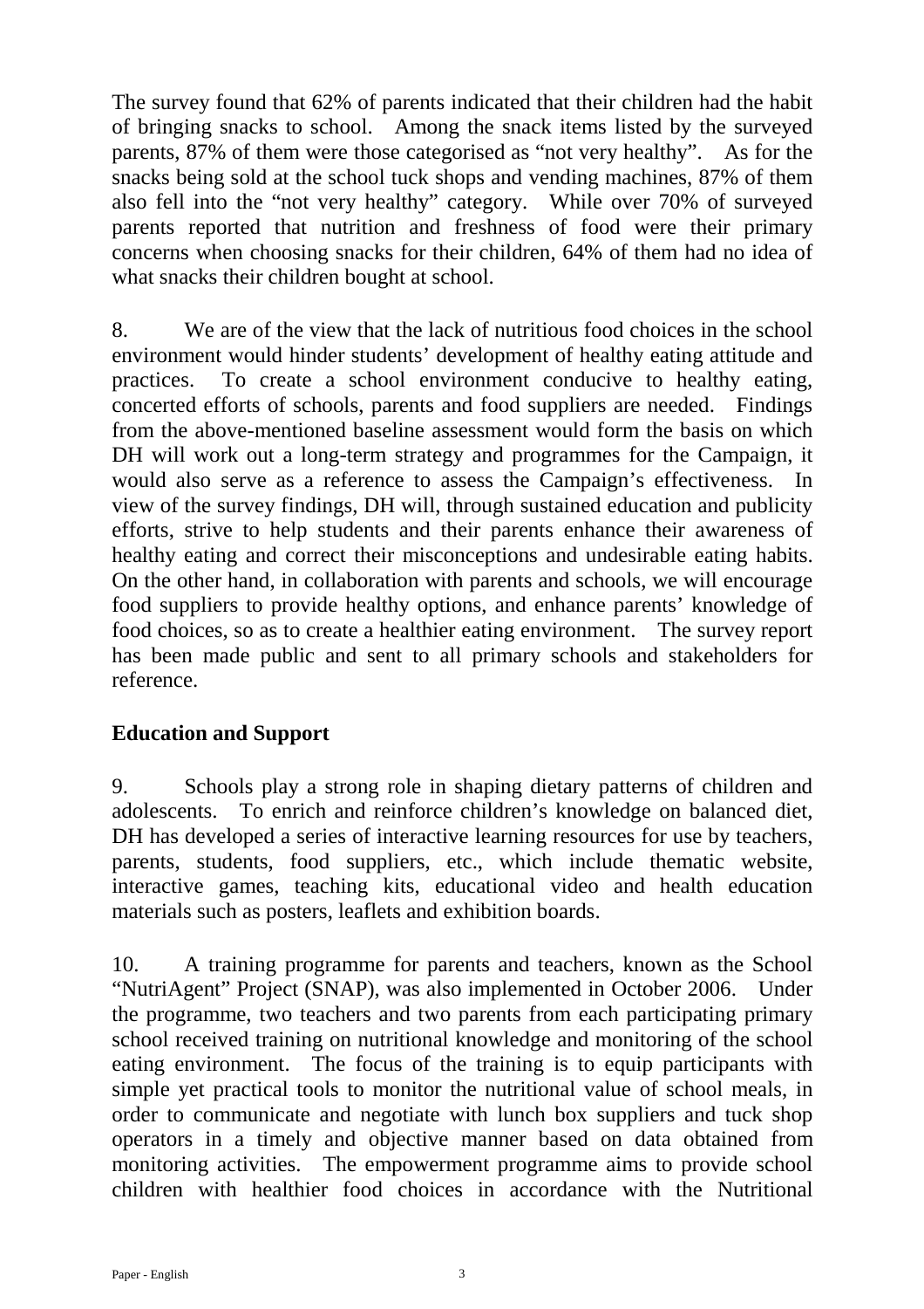The survey found that 62% of parents indicated that their children had the habit of bringing snacks to school. Among the snack items listed by the surveyed parents, 87% of them were those categorised as "not very healthy". As for the snacks being sold at the school tuck shops and vending machines, 87% of them also fell into the "not very healthy" category. While over 70% of surveyed parents reported that nutrition and freshness of food were their primary concerns when choosing snacks for their children, 64% of them had no idea of what snacks their children bought at school.

8. We are of the view that the lack of nutritious food choices in the school environment would hinder students' development of healthy eating attitude and practices. To create a school environment conducive to healthy eating, concerted efforts of schools, parents and food suppliers are needed. Findings from the above-mentioned baseline assessment would form the basis on which DH will work out a long-term strategy and programmes for the Campaign, it would also serve as a reference to assess the Campaign's effectiveness. In view of the survey findings, DH will, through sustained education and publicity efforts, strive to help students and their parents enhance their awareness of healthy eating and correct their misconceptions and undesirable eating habits. On the other hand, in collaboration with parents and schools, we will encourage food suppliers to provide healthy options, and enhance parents' knowledge of food choices, so as to create a healthier eating environment. The survey report has been made public and sent to all primary schools and stakeholders for reference.

**Education and Support**

9. Schools play a strong role in shaping dietary patterns of children and adolescents. To enrich and reinforce children's knowledge on balanced diet, DH has developed a series of interactive learning resources for use by teachers, parents, students, food suppliers, etc., which include thematic website, interactive games, teaching kits, educational video and health education materials such as posters, leaflets and exhibition boards.

10. A training programme for parents and teachers, known as the School "NutriAgent" Project (SNAP), was also implemented in October 2006. Under the programme, two teachers and two parents from each participating primary school received training on nutritional knowledge and monitoring of the school eating environment. The focus of the training is to equip participants with simple yet practical tools to monitor the nutritional value of school meals, in order to communicate and negotiate with lunch box suppliers and tuck shop operators in a timely and objective manner based on data obtained from monitoring activities. The empowerment programme aims to provide school children with healthier food choices in accordance with the Nutritional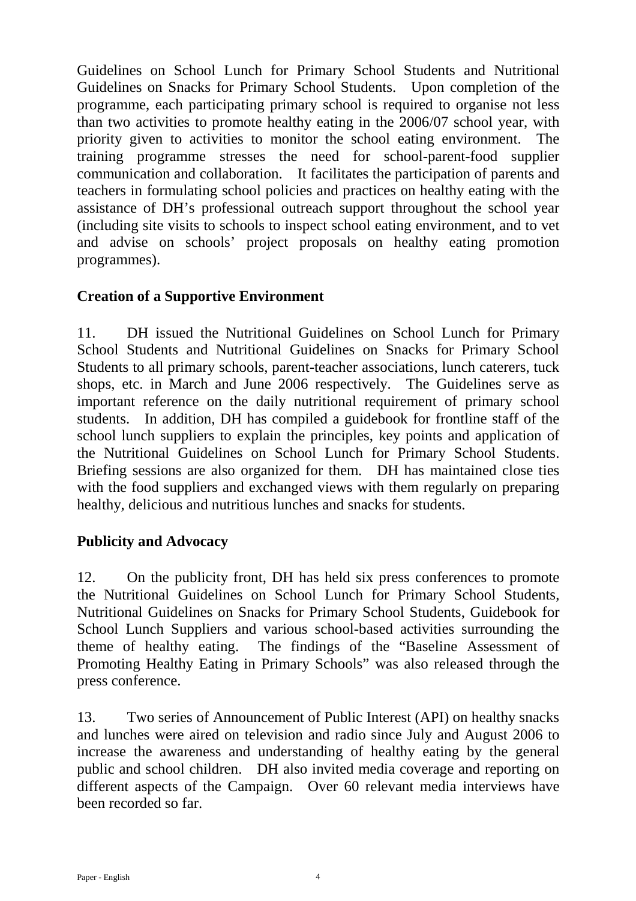Guidelines on School Lunch for Primary School Students and Nutritional Guidelines on Snacks for Primary School Students. Upon completion of the programme, each participating primary school is required to organise not less than two activities to promote healthy eating in the 2006/07 school year, with priority given to activities to monitor the school eating environment. The training programme stresses the need for school-parent-food supplier communication and collaboration. It facilitates the participation of parents and teachers in formulating school policies and practices on healthy eating with the assistance of DH's professional outreach support throughout the school year (including site visits to schools to inspect school eating environment, and to vet and advise on schools' project proposals on healthy eating promotion programmes).

## Creation of a Supportive Environment

11. DH issued the Nutritional Guidelines on School Lunch for Primary School Students and Nutritional Guidelines on Snacks for Primary School Students to all primary schools, parent-teacher associations, lunch caterers, tuck shops, etc. in March and June 2006 respectively. The Guidelines serve as important reference on the daily nutritional requirement of primary school students. In addition, DH has compiled a guidebook for frontline staff of the school lunch suppliers to explain the principles, key points and application of the Nutritional Guidelines on School Lunch for Primary School Students. Briefing sessions are also organized for them. DH has maintained close ties with the food suppliers and exchanged views with them regularly on preparing healthy, delicious and nutritious lunches and snacks for students.

## Publicity and Advocacy

12. On the publicity front, DH has held six press conferences to promote the Nutritional Guidelines on School Lunch for Primary School Students, Nutritional Guidelines on Snacks for Primary School Students, Guidebook for School Lunch Suppliers and various school-based activities surrounding the theme of healthy eating. The findings of the "Baseline Assessment of Promoting Healthy Eating in Primary Schools" was also released through the press conference.

13. Two series of Announcement of Public Interest (API) on healthy snacks and lunches were aired on television and radio since July and August 2006 to increase the awareness and understanding of healthy eating by the general public and school children. DH also invited media coverage and reporting on different aspects of the Campaign. Over 60 relevant media interviews have been recorded so far.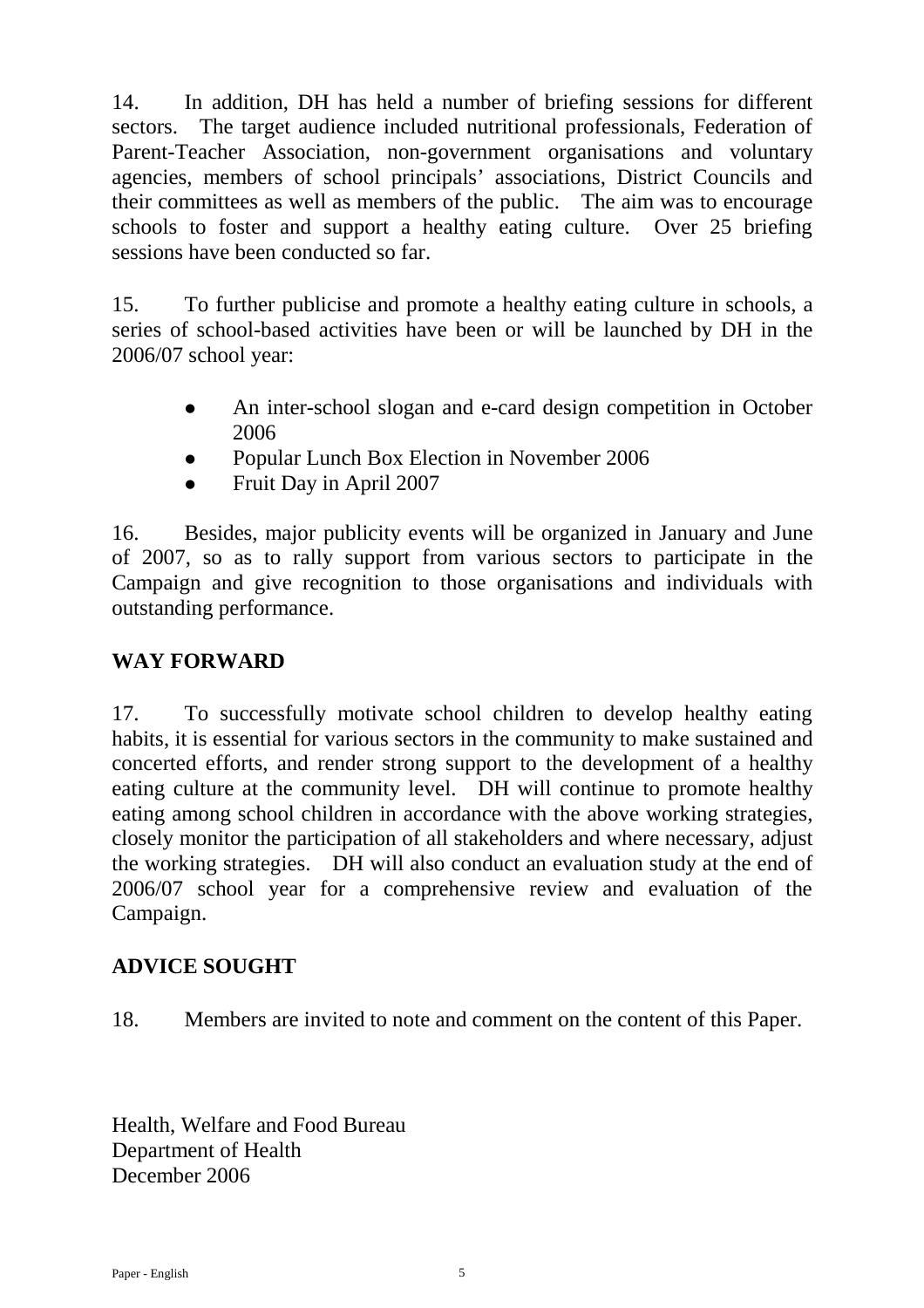14. In addition, DH has held a number of briefing sessions for different sectors. The target audience included nutritional professionals, Federation of Parent-Teacher Association, non-government organisations and voluntary agencies, members of school principals' associations, District Councils and their committees as well as members of the public. The aim was to encourage schools to foster and support a healthy eating culture. Over 25 briefing sessions have been conducted so far.

15. To further publicise and promote a healthy eating culture in schools, a series of school-based activities have been or will be launched by DH in the 2006/07 school year:

- An inter-school slogan and e-card design competition in October 2006
- Popular Lunch Box Election in November 2006
- Fruit Day in April 2007

16. Besides, major publicity events will be organized in January and June of 2007, so as to rally support from various sectors to participate in the Campaign and give recognition to those organisations and individuals with outstanding performance.

## WAY FORWARD

17. To successfully motivate school children to develop healthy eating habits, it is essential for various sectors in the community to make sustained and concerted efforts, and render strong support to the development of a healthy eating culture at the community level. DH will continue to promote healthy eating among school children in accordance with the above working strategies, closely monitor the participation of all stakeholders and where necessary, adjust the working strategies. DH will also conduct an evaluation study at the end of 2006/07 school year for a comprehensive review and evaluation of the Campaign.

## ADVICE SOUGHT

18. Members are invited to note and comment on the content of this Paper.

Health, Welfare and Food Bureau
Department of Health
December 2006